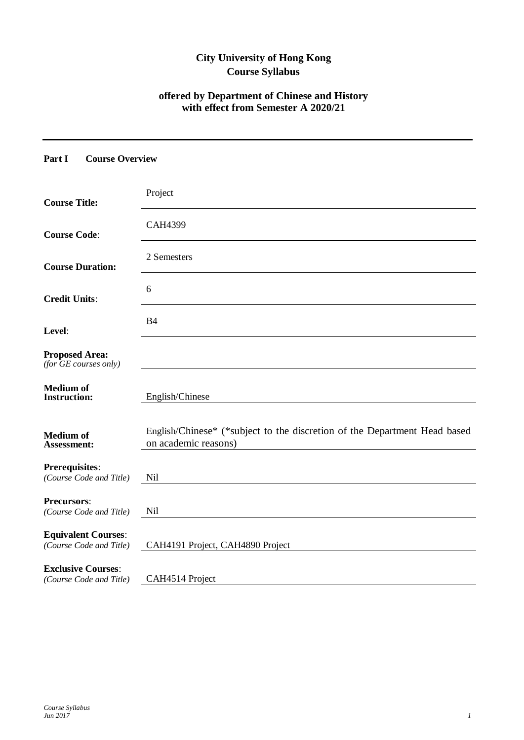# City University of Hong Kong
## Course Syllabus

### offered by Department of Chinese and History
### with effect from Semester A 2020/21

---

## Part I Course Overview

| | |
|---|---|
| **Course Title:** | Project |
| **Course Code**: | CAH4399 |
| **Course Duration:** | 2 Semesters |
| **Credit Units**: | 6 |
| **Level**: | B4 |
| **Proposed Area:** *(for GE courses only)* | |
| **Medium of Instruction:** | English/Chinese |
| **Medium of Assessment:** | English/Chinese* (*subject to the discretion of the Department Head based on academic reasons) |
| **Prerequisites**: *(Course Code and Title)* | Nil |
| **Precursors**: *(Course Code and Title)* | Nil |
| **Equivalent Courses**: *(Course Code and Title)* | CAH4191 Project, CAH4890 Project |
| **Exclusive Courses**: *(Course Code and Title)* | CAH4514 Project |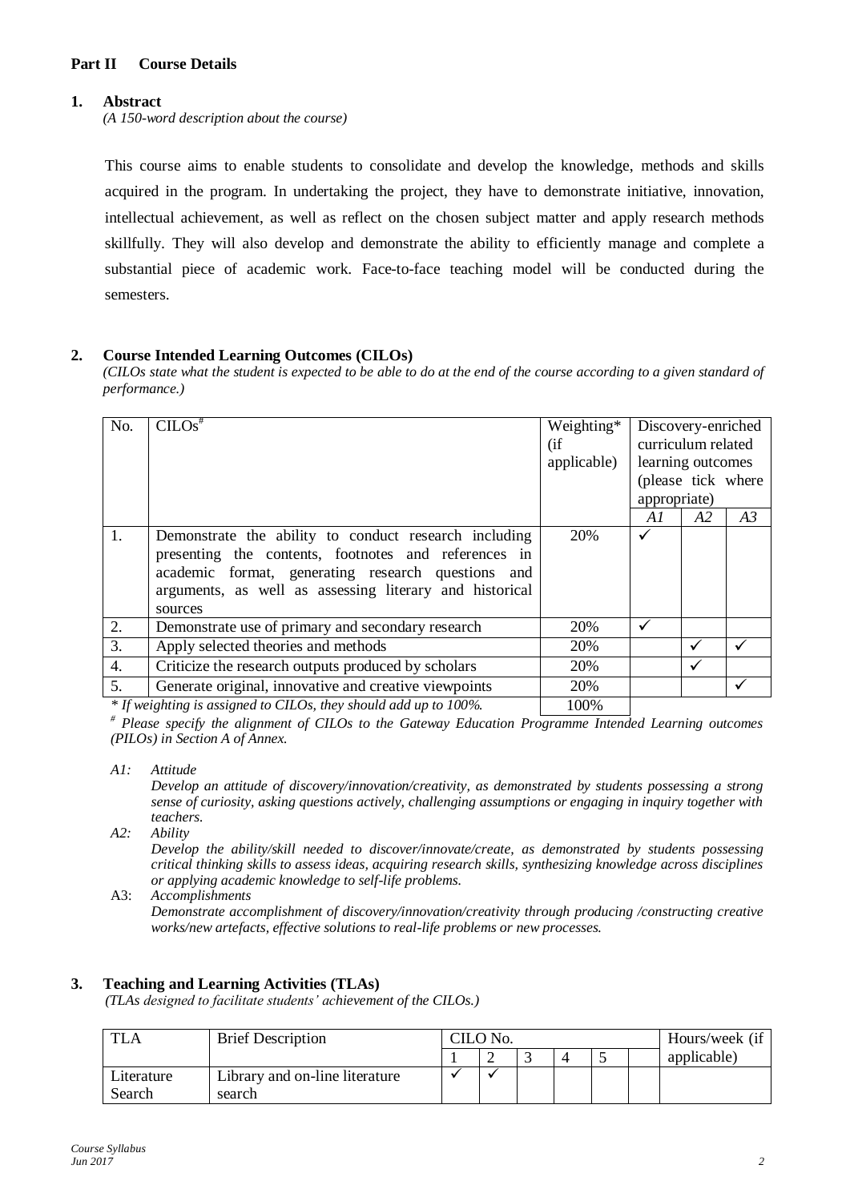## Part II Course Details

### 1. Abstract

*(A 150-word description about the course)*

This course aims to enable students to consolidate and develop the knowledge, methods and skills acquired in the program. In undertaking the project, they have to demonstrate initiative, innovation, intellectual achievement, as well as reflect on the chosen subject matter and apply research methods skillfully. They will also develop and demonstrate the ability to efficiently manage and complete a substantial piece of academic work. Face-to-face teaching model will be conducted during the semesters.

### 2. Course Intended Learning Outcomes (CILOs)

*(CILOs state what the student is expected to be able to do at the end of the course according to a given standard of performance.)*

| No. | CILOs[#] | Weighting* (if applicable) | Discovery-enriched curriculum related learning outcomes (please tick where appropriate) | | |
|---|---|---|---|---|---|
| | | | *A1* | *A2* | *A3* |
| 1. | Demonstrate the ability to conduct research including presenting the contents, footnotes and references in academic format, generating research questions and arguments, as well as assessing literary and historical sources | 20% | ✓ | | |
| 2. | Demonstrate use of primary and secondary research | 20% | ✓ | | |
| 3. | Apply selected theories and methods | 20% | | ✓ | ✓ |
| 4. | Criticize the research outputs produced by scholars | 20% | | ✓ | |
| 5. | Generate original, innovative and creative viewpoints | 20% | | | ✓ |
| | | 100% | | | |

*\* If weighting is assigned to CILOs, they should add up to 100%.*

*[#] Please specify the alignment of CILOs to the Gateway Education Programme Intended Learning outcomes (PILOs) in Section A of Annex.*

*A1:* *Attitude*
*Develop an attitude of discovery/innovation/creativity, as demonstrated by students possessing a strong sense of curiosity, asking questions actively, challenging assumptions or engaging in inquiry together with teachers.*

*A2:* *Ability*
*Develop the ability/skill needed to discover/innovate/create, as demonstrated by students possessing critical thinking skills to assess ideas, acquiring research skills, synthesizing knowledge across disciplines or applying academic knowledge to self-life problems.*

A3: *Accomplishments*
*Demonstrate accomplishment of discovery/innovation/creativity through producing /constructing creative works/new artefacts, effective solutions to real-life problems or new processes.*

### 3. Teaching and Learning Activities (TLAs)

*(TLAs designed to facilitate students' achievement of the CILOs.)*

| TLA | Brief Description | CILO No. | | | | | | Hours/week (if applicable) |
|---|---|---|---|---|---|---|---|---|
| | | 1 | 2 | 3 | 4 | 5 | | |
| Literature Search | Library and on-line literature search | ✓ | ✓ | | | | | |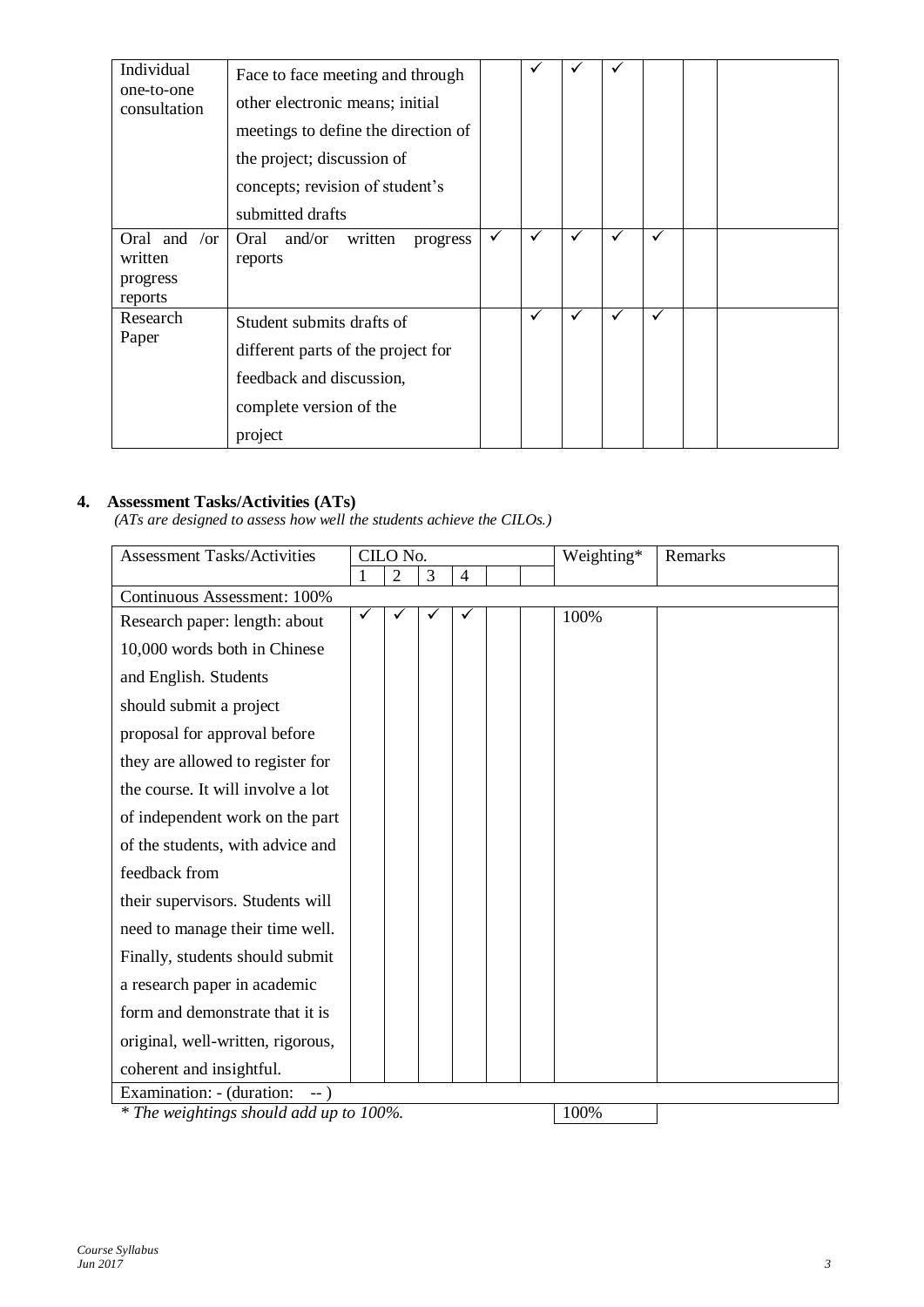| | | | | | | | | |
|---|---|---|---|---|---|---|---|---|
| Individual one-to-one consultation | Face to face meeting and through other electronic means; initial meetings to define the direction of the project; discussion of concepts; revision of student's submitted drafts | | ✓ | ✓ | ✓ | | | |
| Oral and /or written progress reports | Oral and/or written progress reports | ✓ | ✓ | ✓ | ✓ | ✓ | | |
| Research Paper | Student submits drafts of different parts of the project for feedback and discussion, complete version of the project | | ✓ | ✓ | ✓ | ✓ | | |

## 4. Assessment Tasks/Activities (ATs)

*(ATs are designed to assess how well the students achieve the CILOs.)*

| Assessment Tasks/Activities | CILO No. | | | | | | Weighting* | Remarks |
|---|---|---|---|---|---|---|---|---|
| | 1 | 2 | 3 | 4 | | | | |
| Continuous Assessment: 100% | | | | | | | | |
| Research paper: length: about 10,000 words both in Chinese and English. Students should submit a project proposal for approval before they are allowed to register for the course. It will involve a lot of independent work on the part of the students, with advice and feedback from their supervisors. Students will need to manage their time well. Finally, students should submit a research paper in academic form and demonstrate that it is original, well-written, rigorous, coherent and insightful. | ✓ | ✓ | ✓ | ✓ | | | 100% | |
| Examination: - (duration: -- ) | | | | | | | | |
| *\* The weightings should add up to 100%.* | | | | | | | 100% | |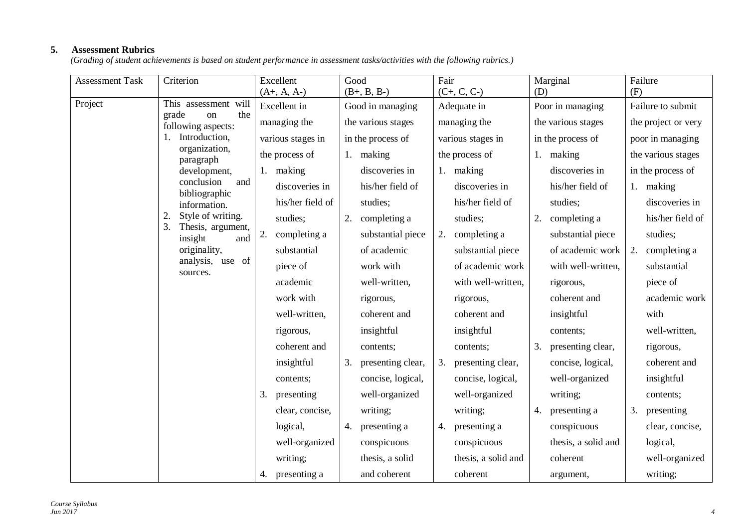## 5. Assessment Rubrics

*(Grading of student achievements is based on student performance in assessment tasks/activities with the following rubrics.)*

| Assessment Task | Criterion | Excellent (A+, A, A-) | Good (B+, B, B-) | Fair (C+, C, C-) | Marginal (D) | Failure (F) |
|---|---|---|---|---|---|---|
| Project | This assessment will grade on the following aspects:<br>1. Introduction, organization, paragraph development, conclusion and bibliographic information.<br>2. Style of writing.<br>3. Thesis, argument, insight and originality, analysis, use of sources. | Excellent in managing the various stages in the process of<br>1. making discoveries in his/her field of studies;<br>2. completing a substantial piece of academic work with well-written, rigorous, coherent and insightful contents;<br>3. presenting clear, concise, logical, well-organized writing;<br>4. presenting a | Good in managing the various stages in the process of<br>1. making discoveries in his/her field of studies;<br>2. completing a substantial piece of academic work with well-written, rigorous, coherent and insightful contents;<br>3. presenting clear, concise, logical, well-organized writing;<br>4. presenting a conspicuous thesis, a solid and coherent | Adequate in managing the various stages in the process of<br>1. making discoveries in his/her field of studies;<br>2. completing a substantial piece of academic work with well-written, rigorous, coherent and insightful contents;<br>3. presenting clear, concise, logical, well-organized writing;<br>4. presenting a conspicuous thesis, a solid and coherent | Poor in managing the various stages in the process of<br>1. making discoveries in his/her field of studies;<br>2. completing a substantial piece of academic work with well-written, rigorous, coherent and insightful contents;<br>3. presenting clear, concise, logical, well-organized writing;<br>4. presenting a conspicuous thesis, a solid and coherent argument, | Failure to submit the project or very poor in managing the various stages in the process of<br>1. making discoveries in his/her field of studies;<br>2. completing a substantial piece of academic work with well-written, rigorous, coherent and insightful contents;<br>3. presenting clear, concise, logical, well-organized writing; |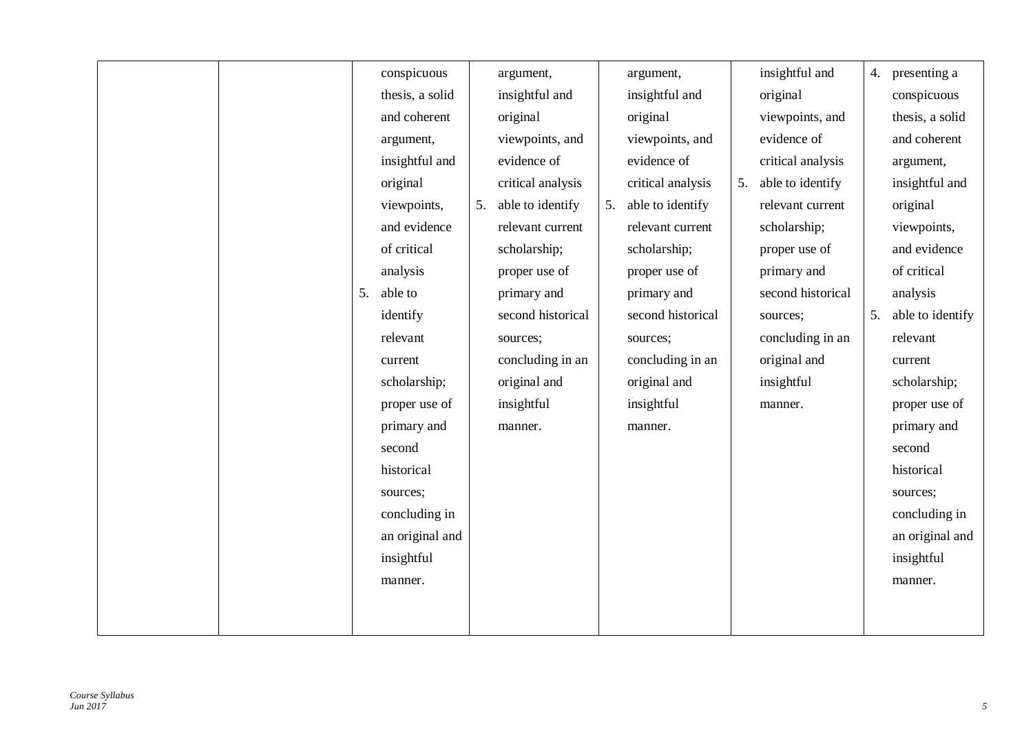|  |  |  |  |  |  |  |
|---|---|---|---|---|---|---|
|  |  | conspicuous thesis, a solid and coherent argument, insightful and original viewpoints, and evidence of critical analysis<br>5. able to identify relevant current scholarship; proper use of primary and second historical sources; concluding in an original and insightful manner. | argument, insightful and original viewpoints, and evidence of critical analysis<br>5. able to identify relevant current scholarship; proper use of primary and second historical sources; concluding in an original and insightful manner. | argument, insightful and original viewpoints, and evidence of critical analysis<br>5. able to identify relevant current scholarship; proper use of primary and second historical sources; concluding in an original and insightful manner. | insightful and original viewpoints, and evidence of critical analysis<br>5. able to identify relevant current scholarship; proper use of primary and second historical sources; concluding in an original and insightful manner. | 4. presenting a conspicuous thesis, a solid and coherent argument, insightful and original viewpoints, and evidence of critical analysis<br>5. able to identify relevant current scholarship; proper use of primary and second historical sources; concluding in an original and insightful manner. |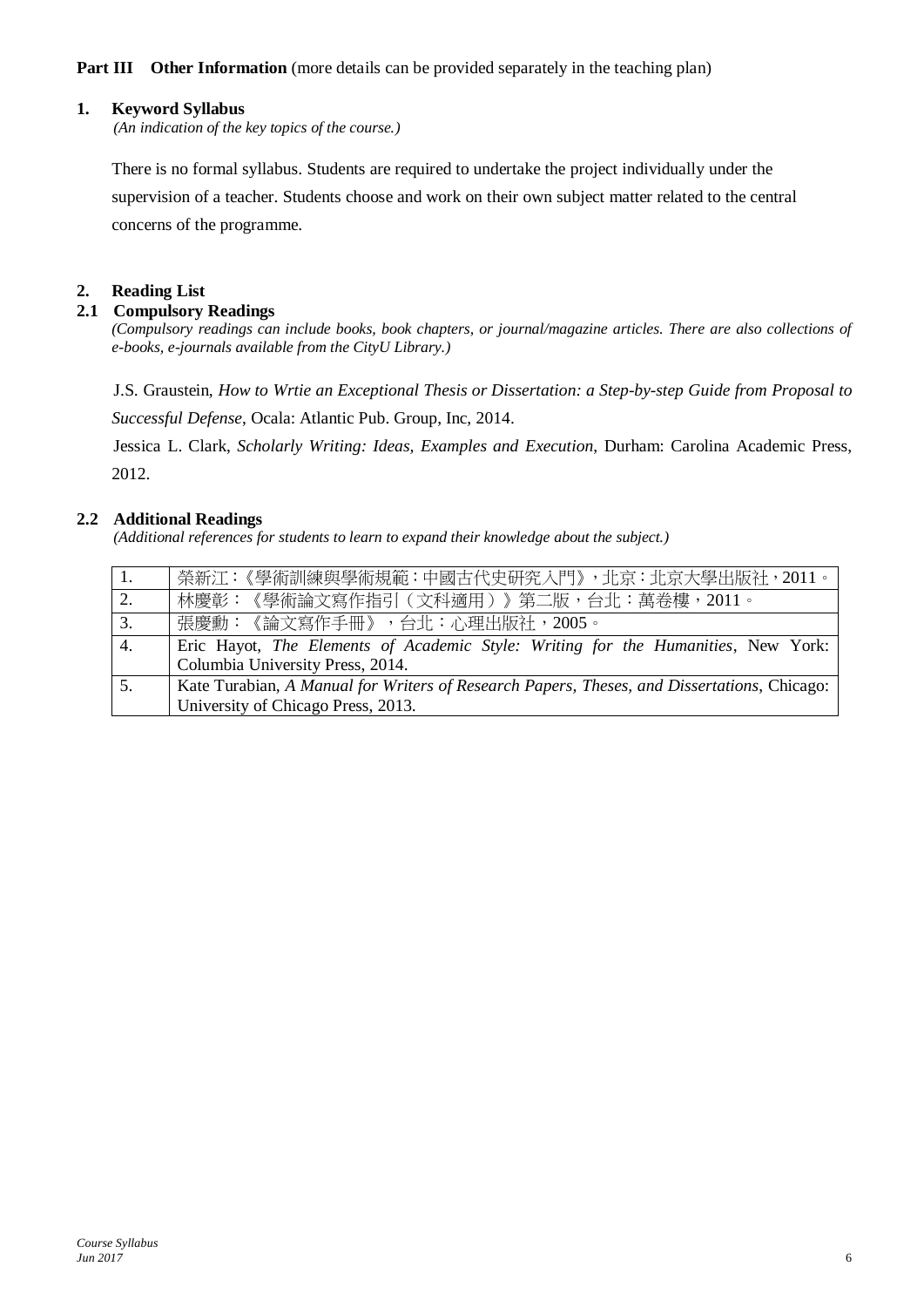**Part III Other Information** (more details can be provided separately in the teaching plan)

### 1. Keyword Syllabus

*(An indication of the key topics of the course.)*

There is no formal syllabus. Students are required to undertake the project individually under the supervision of a teacher. Students choose and work on their own subject matter related to the central concerns of the programme.

### 2. Reading List

#### 2.1 Compulsory Readings

*(Compulsory readings can include books, book chapters, or journal/magazine articles. There are also collections of e-books, e-journals available from the CityU Library.)*

J.S. Graustein, *How to Wrtie an Exceptional Thesis or Dissertation: a Step-by-step Guide from Proposal to Successful Defense*, Ocala: Atlantic Pub. Group, Inc, 2014.

Jessica L. Clark, *Scholarly Writing: Ideas, Examples and Execution*, Durham: Carolina Academic Press, 2012.

#### 2.2 Additional Readings

*(Additional references for students to learn to expand their knowledge about the subject.)*

| | |
|---|---|
| 1. | 榮新江：《學術訓練與學術規範：中國古代史研究入門》，北京：北京大學出版社，2011。 |
| 2. | 林慶彰：《學術論文寫作指引（文科適用）》第二版，台北：萬卷樓，2011。 |
| 3. | 張慶勳：《論文寫作手冊》，台北：心理出版社，2005。 |
| 4. | Eric Hayot, *The Elements of Academic Style: Writing for the Humanities*, New York: Columbia University Press, 2014. |
| 5. | Kate Turabian, *A Manual for Writers of Research Papers, Theses, and Dissertations*, Chicago: University of Chicago Press, 2013. |